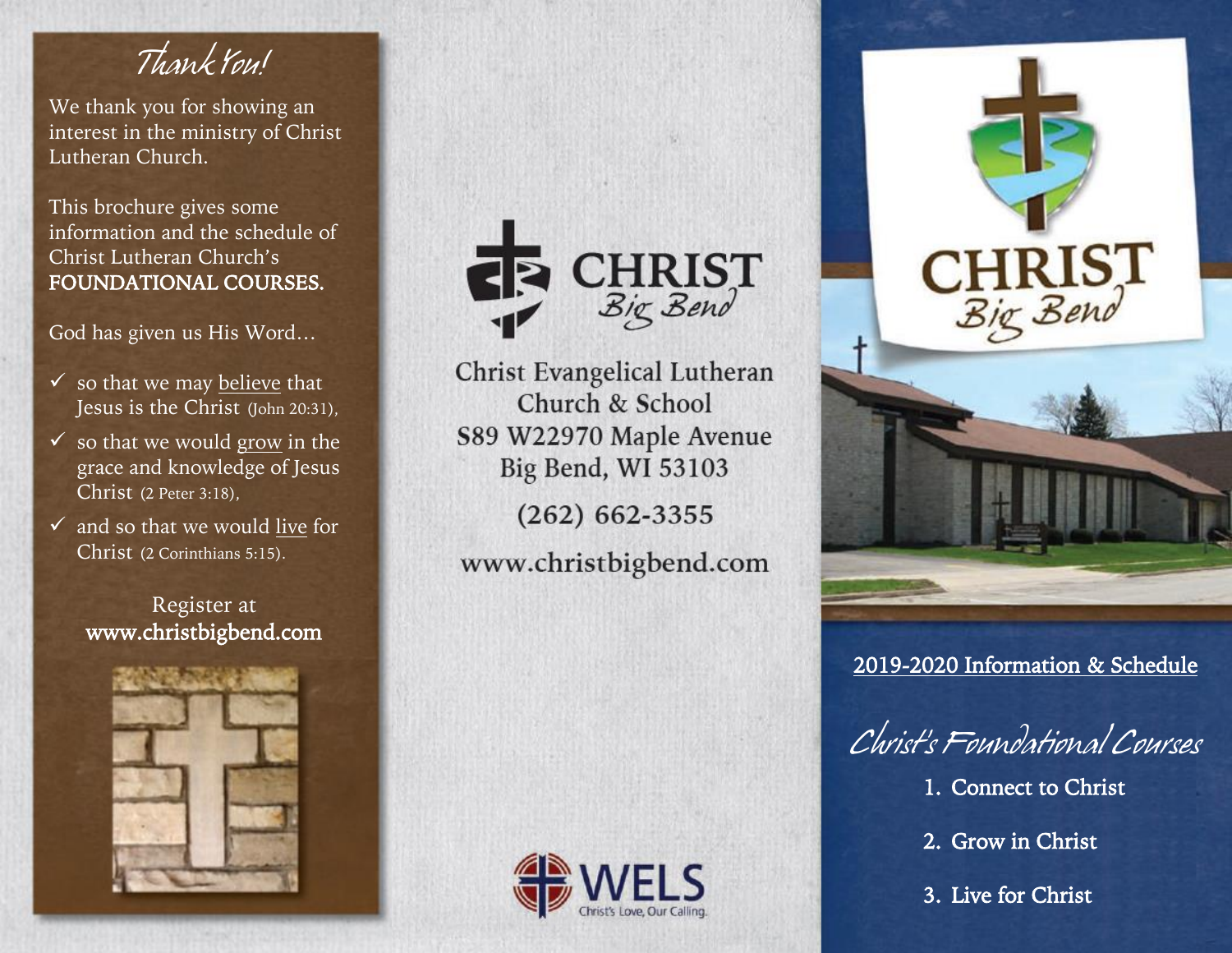## Thank You!

We thank you for showing an interest in the ministry of Christ Lutheran Church.

This brochure gives some information and the schedule of Christ Lutheran Church's **FOUNDATIONAL COURSES.**

God has given us His Word…

- ✓ so that we may <u>believe</u> that Jesus is the Christ (John 20:31),
- ✓ so that we would <u>grow</u> in the grace and knowledge of Jesus Christ (2 Peter 3:18),
- ✓ and so that we would <u>live</u> for Christ (2 Corinthians 5:15).

Register at
**www.christbigbend.com**

CHRIST *Big Bend*

Christ Evangelical Lutheran Church & School
S89 W22970 Maple Avenue
Big Bend, WI 53103

(262) 662-3355

www.christbigbend.com

WELS
Christ's Love, Our Calling.

CHRIST *Big Bend*

<u>2019-2020 Information & Schedule</u>

## *Christ's Foundational Courses*

1. Connect to Christ
2. Grow in Christ
3. Live for Christ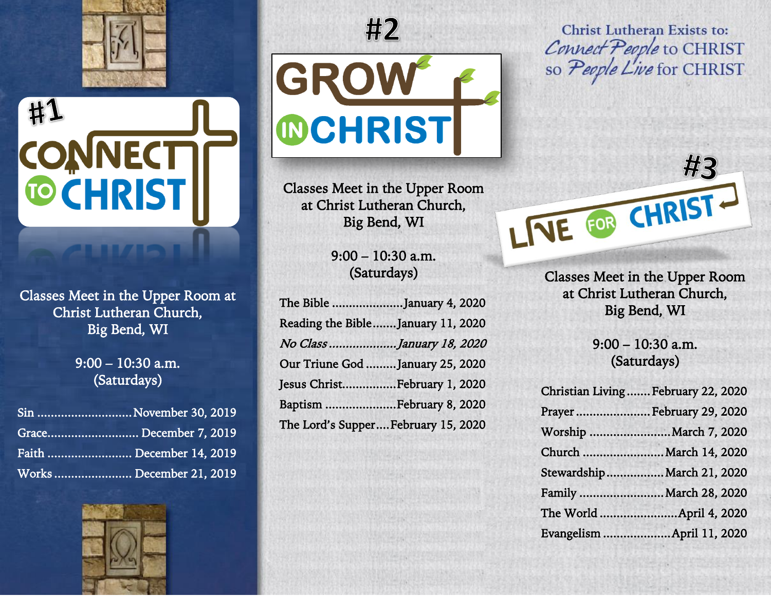# #1 CONNECT TO CHRIST

Classes Meet in the Upper Room at Christ Lutheran Church, Big Bend, WI

9:00 – 10:30 a.m.
(Saturdays)

Sin ............................ November 30, 2019
Grace.......................... December 7, 2019
Faith ......................... December 14, 2019
Works ....................... December 21, 2019

# #2 GROW IN CHRIST

Classes Meet in the Upper Room at Christ Lutheran Church, Big Bend, WI

9:00 – 10:30 a.m.
(Saturdays)

The Bible .....................January 4, 2020
Reading the Bible.......January 11, 2020
*No Class ....................January 18, 2020*
Our Triune God .........January 25, 2020
Jesus Christ................February 1, 2020
Baptism .....................February 8, 2020
The Lord's Supper....February 15, 2020

Christ Lutheran Exists to:
*Connect People* to CHRIST
so *People Live* for CHRIST

# #3 LIVE FOR CHRIST

Classes Meet in the Upper Room at Christ Lutheran Church, Big Bend, WI

9:00 – 10:30 a.m.
(Saturdays)

Christian Living .......February 22, 2020
Prayer ......................February 29, 2020
Worship ........................March 7, 2020
Church .......................March 14, 2020
Stewardship.................March 21, 2020
Family .........................March 28, 2020
The World .......................April 4, 2020
Evangelism ....................April 11, 2020